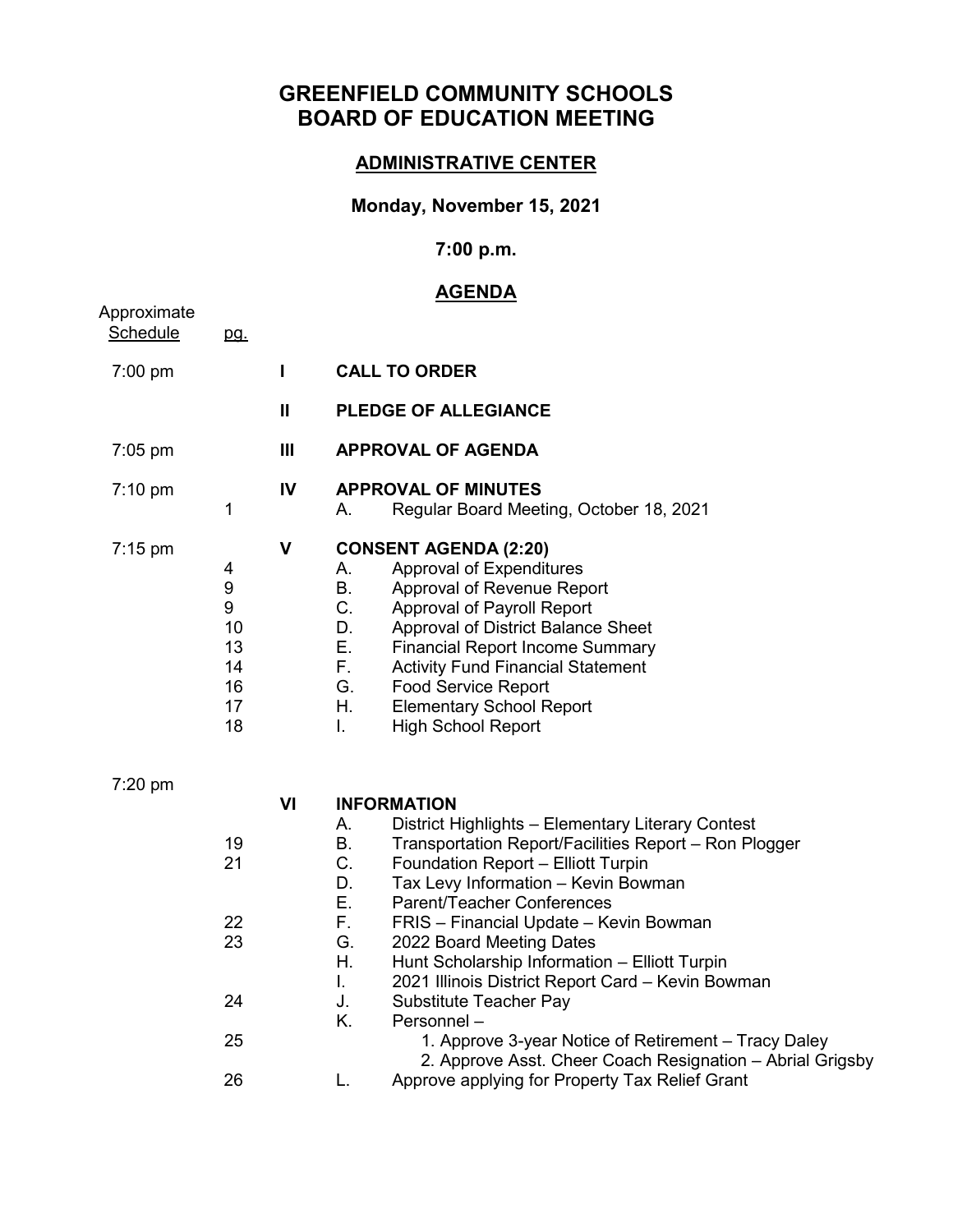# GREENFIELD COMMUNITY SCHOOLS
# BOARD OF EDUCATION MEETING

## ADMINISTRATIVE CENTER

### Monday, November 15, 2021

### 7:00 p.m.

## AGENDA

| Approximate Schedule | pg. | | | |
|---|---|---|---|---|
| 7:00 pm | | I | **CALL TO ORDER** | |
| | | II | **PLEDGE OF ALLEGIANCE** | |
| 7:05 pm | | III | **APPROVAL OF AGENDA** | |
| 7:10 pm | | IV | **APPROVAL OF MINUTES** | |
| | 1 | | A. | Regular Board Meeting, October 18, 2021 |
| 7:15 pm | | V | **CONSENT AGENDA (2:20)** | |
| | 4 | | A. | Approval of Expenditures |
| | 9 | | B. | Approval of Revenue Report |
| | 9 | | C. | Approval of Payroll Report |
| | 10 | | D. | Approval of District Balance Sheet |
| | 13 | | E. | Financial Report Income Summary |
| | 14 | | F. | Activity Fund Financial Statement |
| | 16 | | G. | Food Service Report |
| | 17 | | H. | Elementary School Report |
| | 18 | | I. | High School Report |
| 7:20 pm | | VI | **INFORMATION** | |
| | | | A. | District Highlights – Elementary Literary Contest |
| | 19 | | B. | Transportation Report/Facilities Report – Ron Plogger |
| | 21 | | C. | Foundation Report – Elliott Turpin |
| | | | D. | Tax Levy Information – Kevin Bowman |
| | | | E. | Parent/Teacher Conferences |
| | 22 | | F. | FRIS – Financial Update – Kevin Bowman |
| | 23 | | G. | 2022 Board Meeting Dates |
| | | | H. | Hunt Scholarship Information – Elliott Turpin |
| | | | I. | 2021 Illinois District Report Card – Kevin Bowman |
| | 24 | | J. | Substitute Teacher Pay |
| | | | K. | Personnel – |
| | 25 | | | 1. Approve 3-year Notice of Retirement – Tracy Daley |
| | | | | 2. Approve Asst. Cheer Coach Resignation – Abrial Grigsby |
| | 26 | | L. | Approve applying for Property Tax Relief Grant |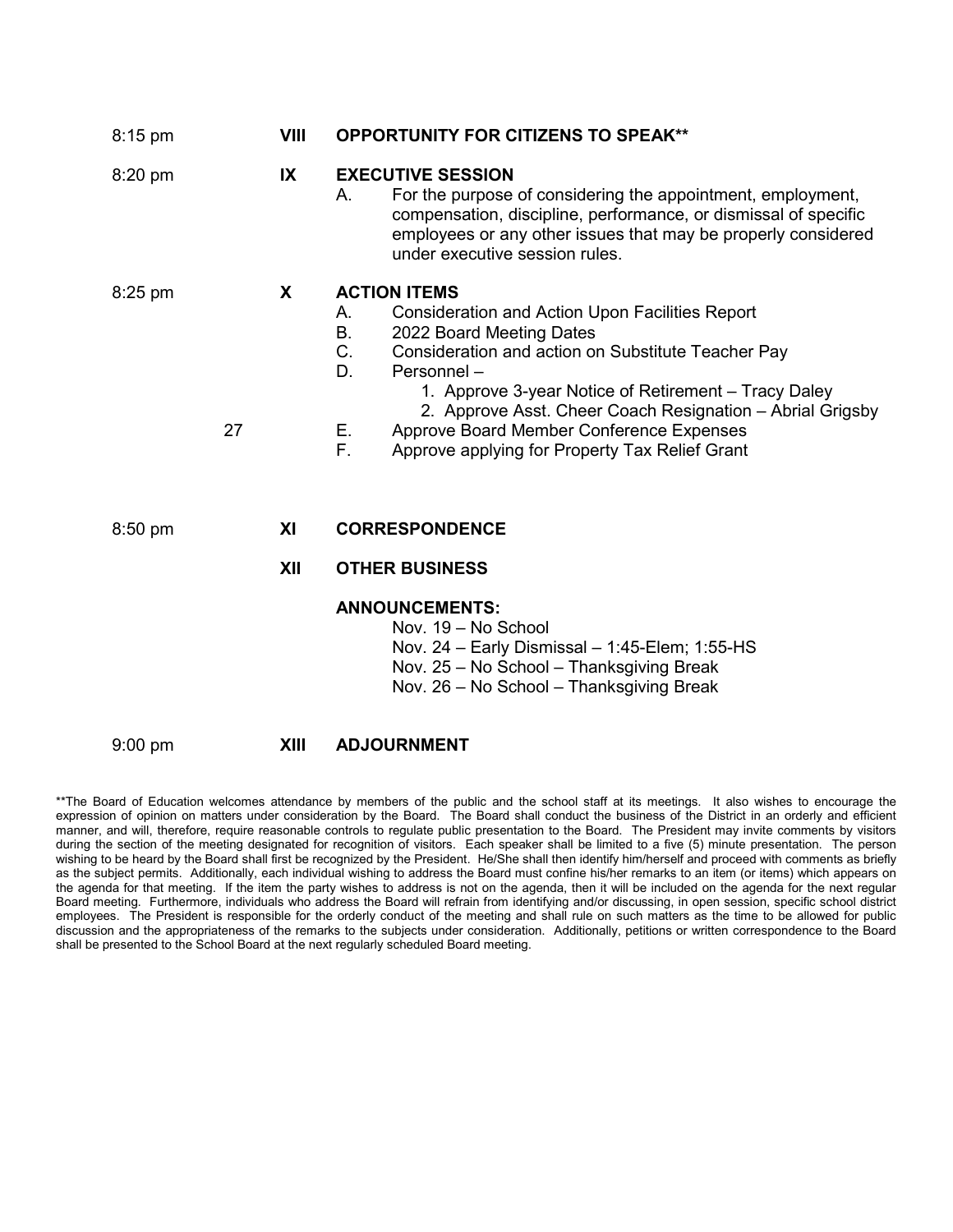8:15 pm **VIII OPPORTUNITY FOR CITIZENS TO SPEAK****

8:20 pm **IX EXECUTIVE SESSION**

A. For the purpose of considering the appointment, employment, compensation, discipline, performance, or dismissal of specific employees or any other issues that may be properly considered under executive session rules.

8:25 pm **X ACTION ITEMS**

A. Consideration and Action Upon Facilities Report
B. 2022 Board Meeting Dates
C. Consideration and action on Substitute Teacher Pay
D. Personnel –
   1. Approve 3-year Notice of Retirement – Tracy Daley
   2. Approve Asst. Cheer Coach Resignation – Abrial Grigsby

27

E. Approve Board Member Conference Expenses
F. Approve applying for Property Tax Relief Grant

8:50 pm **XI CORRESPONDENCE**

**XII OTHER BUSINESS**

**ANNOUNCEMENTS:**

Nov. 19 – No School
Nov. 24 – Early Dismissal – 1:45-Elem; 1:55-HS
Nov. 25 – No School – Thanksgiving Break
Nov. 26 – No School – Thanksgiving Break

9:00 pm **XIII ADJOURNMENT**

**The Board of Education welcomes attendance by members of the public and the school staff at its meetings. It also wishes to encourage the expression of opinion on matters under consideration by the Board. The Board shall conduct the business of the District in an orderly and efficient manner, and will, therefore, require reasonable controls to regulate public presentation to the Board. The President may invite comments by visitors during the section of the meeting designated for recognition of visitors. Each speaker shall be limited to a five (5) minute presentation. The person wishing to be heard by the Board shall first be recognized by the President. He/She shall then identify him/herself and proceed with comments as briefly as the subject permits. Additionally, each individual wishing to address the Board must confine his/her remarks to an item (or items) which appears on the agenda for that meeting. If the item the party wishes to address is not on the agenda, then it will be included on the agenda for the next regular Board meeting. Furthermore, individuals who address the Board will refrain from identifying and/or discussing, in open session, specific school district employees. The President is responsible for the orderly conduct of the meeting and shall rule on such matters as the time to be allowed for public discussion and the appropriateness of the remarks to the subjects under consideration. Additionally, petitions or written correspondence to the Board shall be presented to the School Board at the next regularly scheduled Board meeting.